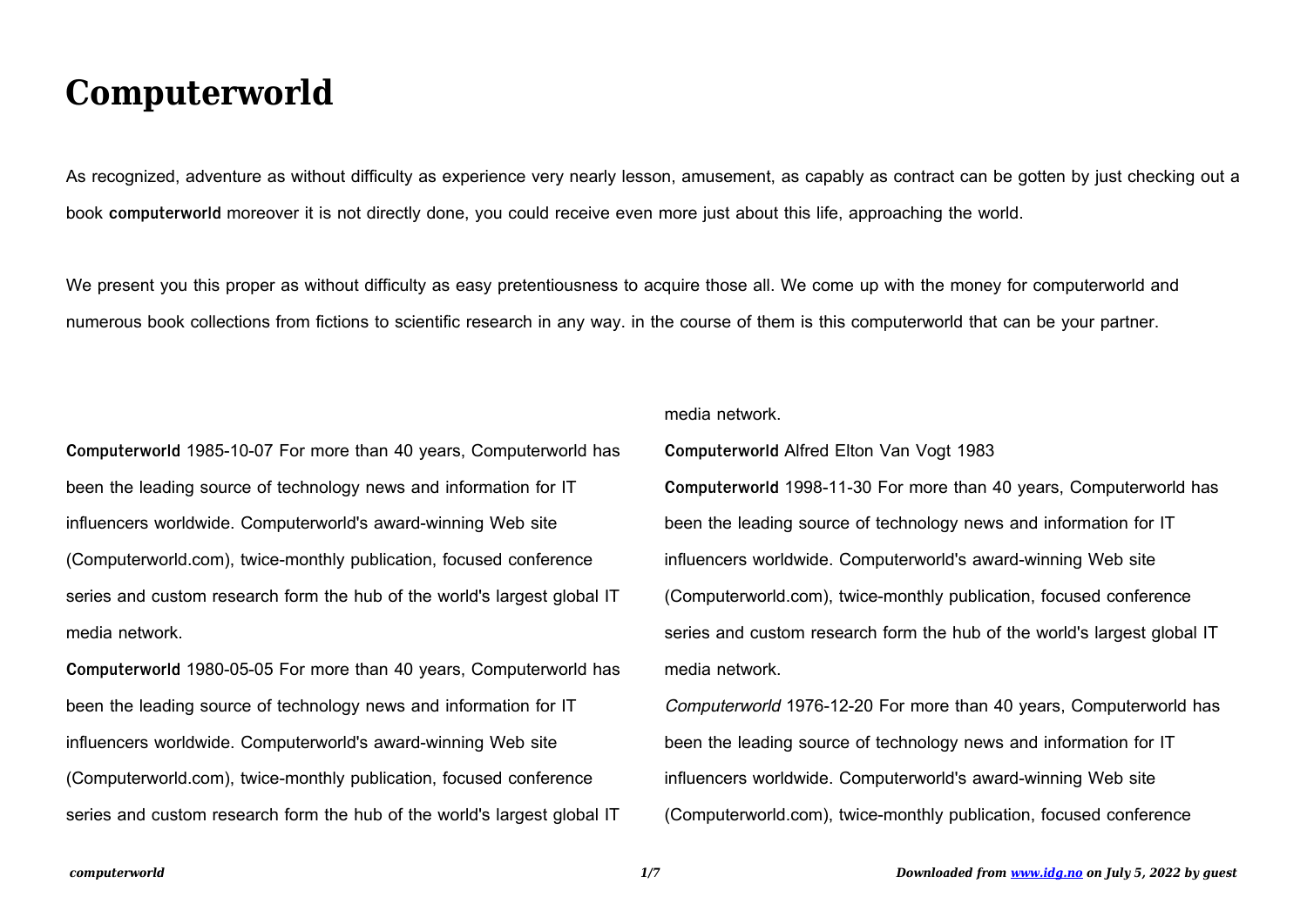# Computerworld

As recognized, adventure as without difficulty as experience very nearly lesson, amusement, as capably as contract can be gotten by just checking out a book **computerworld** moreover it is not directly done, you could receive even more just about this life, approaching the world.

We present you this proper as without difficulty as easy pretentiousness to acquire those all. We come up with the money for computerworld and numerous book collections from fictions to scientific research in any way. in the course of them is this computerworld that can be your partner.

**Computerworld** 1985-10-07 For more than 40 years, Computerworld has been the leading source of technology news and information for IT influencers worldwide. Computerworld's award-winning Web site (Computerworld.com), twice-monthly publication, focused conference series and custom research form the hub of the world's largest global IT media network.

**Computerworld** 1980-05-05 For more than 40 years, Computerworld has been the leading source of technology news and information for IT influencers worldwide. Computerworld's award-winning Web site (Computerworld.com), twice-monthly publication, focused conference series and custom research form the hub of the world's largest global IT media network.

**Computerworld** Alfred Elton Van Vogt 1983

**Computerworld** 1998-11-30 For more than 40 years, Computerworld has been the leading source of technology news and information for IT influencers worldwide. Computerworld's award-winning Web site (Computerworld.com), twice-monthly publication, focused conference series and custom research form the hub of the world's largest global IT media network.

*Computerworld* 1976-12-20 For more than 40 years, Computerworld has been the leading source of technology news and information for IT influencers worldwide. Computerworld's award-winning Web site (Computerworld.com), twice-monthly publication, focused conference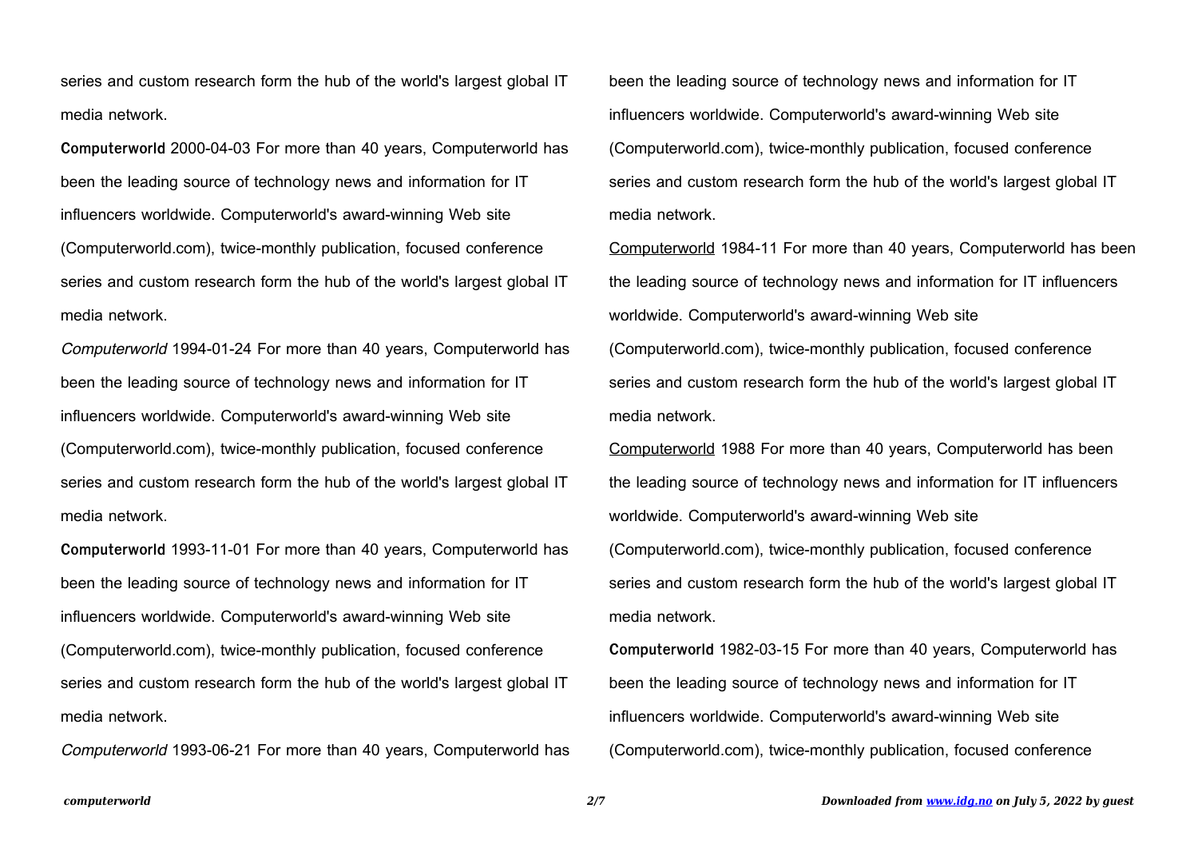series and custom research form the hub of the world's largest global IT media network.

**Computerworld** 2000-04-03 For more than 40 years, Computerworld has been the leading source of technology news and information for IT influencers worldwide. Computerworld's award-winning Web site (Computerworld.com), twice-monthly publication, focused conference series and custom research form the hub of the world's largest global IT media network.

*Computerworld* 1994-01-24 For more than 40 years, Computerworld has been the leading source of technology news and information for IT influencers worldwide. Computerworld's award-winning Web site (Computerworld.com), twice-monthly publication, focused conference series and custom research form the hub of the world's largest global IT media network.

**Computerworld** 1993-11-01 For more than 40 years, Computerworld has been the leading source of technology news and information for IT influencers worldwide. Computerworld's award-winning Web site (Computerworld.com), twice-monthly publication, focused conference series and custom research form the hub of the world's largest global IT media network.

*Computerworld* 1993-06-21 For more than 40 years, Computerworld has been the leading source of technology news and information for IT influencers worldwide. Computerworld's award-winning Web site (Computerworld.com), twice-monthly publication, focused conference series and custom research form the hub of the world's largest global IT media network.

Computerworld 1984-11 For more than 40 years, Computerworld has been the leading source of technology news and information for IT influencers worldwide. Computerworld's award-winning Web site (Computerworld.com), twice-monthly publication, focused conference series and custom research form the hub of the world's largest global IT media network.

Computerworld 1988 For more than 40 years, Computerworld has been the leading source of technology news and information for IT influencers worldwide. Computerworld's award-winning Web site (Computerworld.com), twice-monthly publication, focused conference series and custom research form the hub of the world's largest global IT media network.

**Computerworld** 1982-03-15 For more than 40 years, Computerworld has been the leading source of technology news and information for IT influencers worldwide. Computerworld's award-winning Web site (Computerworld.com), twice-monthly publication, focused conference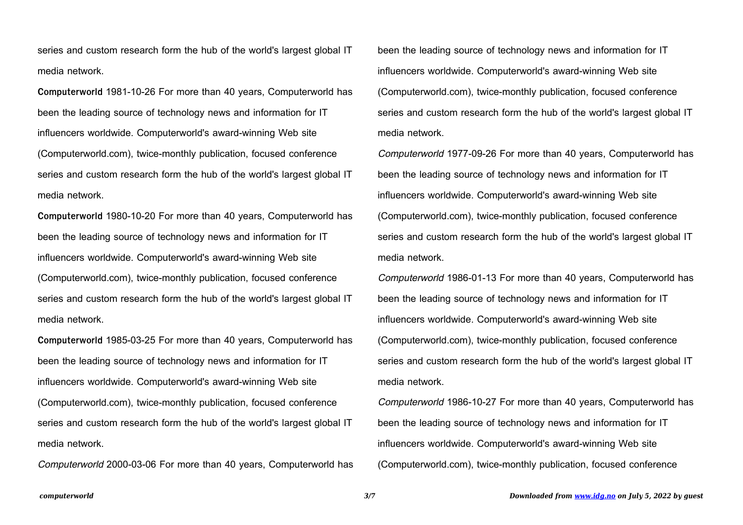series and custom research form the hub of the world's largest global IT media network.

**Computerworld** 1981-10-26 For more than 40 years, Computerworld has been the leading source of technology news and information for IT influencers worldwide. Computerworld's award-winning Web site (Computerworld.com), twice-monthly publication, focused conference series and custom research form the hub of the world's largest global IT media network.

**Computerworld** 1980-10-20 For more than 40 years, Computerworld has been the leading source of technology news and information for IT influencers worldwide. Computerworld's award-winning Web site (Computerworld.com), twice-monthly publication, focused conference series and custom research form the hub of the world's largest global IT media network.

**Computerworld** 1985-03-25 For more than 40 years, Computerworld has been the leading source of technology news and information for IT influencers worldwide. Computerworld's award-winning Web site (Computerworld.com), twice-monthly publication, focused conference series and custom research form the hub of the world's largest global IT media network.

*Computerworld* 2000-03-06 For more than 40 years, Computerworld has been the leading source of technology news and information for IT influencers worldwide. Computerworld's award-winning Web site (Computerworld.com), twice-monthly publication, focused conference series and custom research form the hub of the world's largest global IT media network.

*Computerworld* 1977-09-26 For more than 40 years, Computerworld has been the leading source of technology news and information for IT influencers worldwide. Computerworld's award-winning Web site (Computerworld.com), twice-monthly publication, focused conference series and custom research form the hub of the world's largest global IT media network.

*Computerworld* 1986-01-13 For more than 40 years, Computerworld has been the leading source of technology news and information for IT influencers worldwide. Computerworld's award-winning Web site (Computerworld.com), twice-monthly publication, focused conference series and custom research form the hub of the world's largest global IT media network.

*Computerworld* 1986-10-27 For more than 40 years, Computerworld has been the leading source of technology news and information for IT influencers worldwide. Computerworld's award-winning Web site (Computerworld.com), twice-monthly publication, focused conference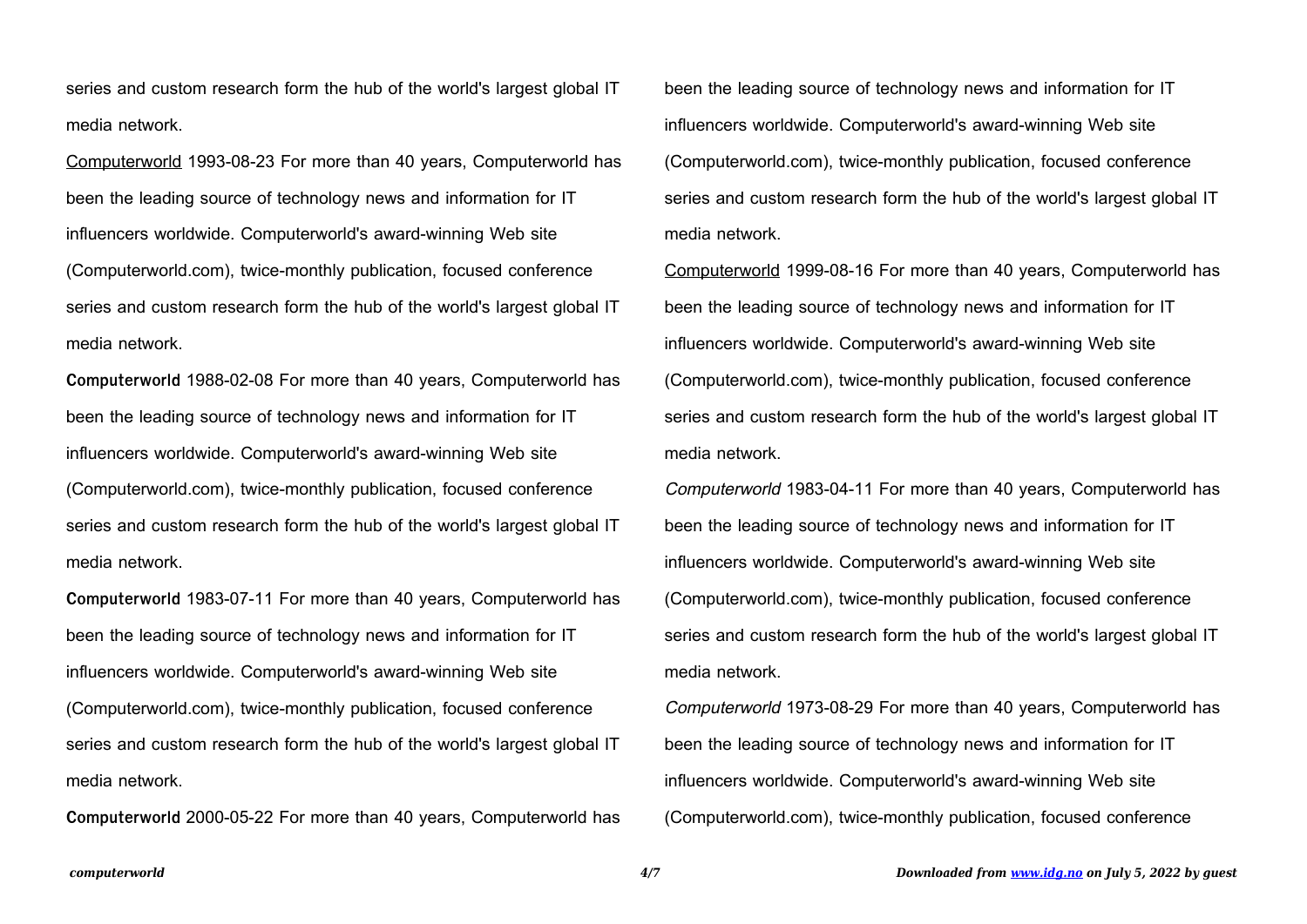series and custom research form the hub of the world's largest global IT media network.

Computerworld 1993-08-23 For more than 40 years, Computerworld has been the leading source of technology news and information for IT influencers worldwide. Computerworld's award-winning Web site (Computerworld.com), twice-monthly publication, focused conference series and custom research form the hub of the world's largest global IT media network.

**Computerworld** 1988-02-08 For more than 40 years, Computerworld has been the leading source of technology news and information for IT influencers worldwide. Computerworld's award-winning Web site (Computerworld.com), twice-monthly publication, focused conference series and custom research form the hub of the world's largest global IT media network.

**Computerworld** 1983-07-11 For more than 40 years, Computerworld has been the leading source of technology news and information for IT influencers worldwide. Computerworld's award-winning Web site (Computerworld.com), twice-monthly publication, focused conference series and custom research form the hub of the world's largest global IT media network.

**Computerworld** 2000-05-22 For more than 40 years, Computerworld has been the leading source of technology news and information for IT influencers worldwide. Computerworld's award-winning Web site (Computerworld.com), twice-monthly publication, focused conference series and custom research form the hub of the world's largest global IT media network.

Computerworld 1999-08-16 For more than 40 years, Computerworld has been the leading source of technology news and information for IT influencers worldwide. Computerworld's award-winning Web site (Computerworld.com), twice-monthly publication, focused conference series and custom research form the hub of the world's largest global IT media network.

*Computerworld* 1983-04-11 For more than 40 years, Computerworld has been the leading source of technology news and information for IT influencers worldwide. Computerworld's award-winning Web site (Computerworld.com), twice-monthly publication, focused conference series and custom research form the hub of the world's largest global IT media network.

*Computerworld* 1973-08-29 For more than 40 years, Computerworld has been the leading source of technology news and information for IT influencers worldwide. Computerworld's award-winning Web site (Computerworld.com), twice-monthly publication, focused conference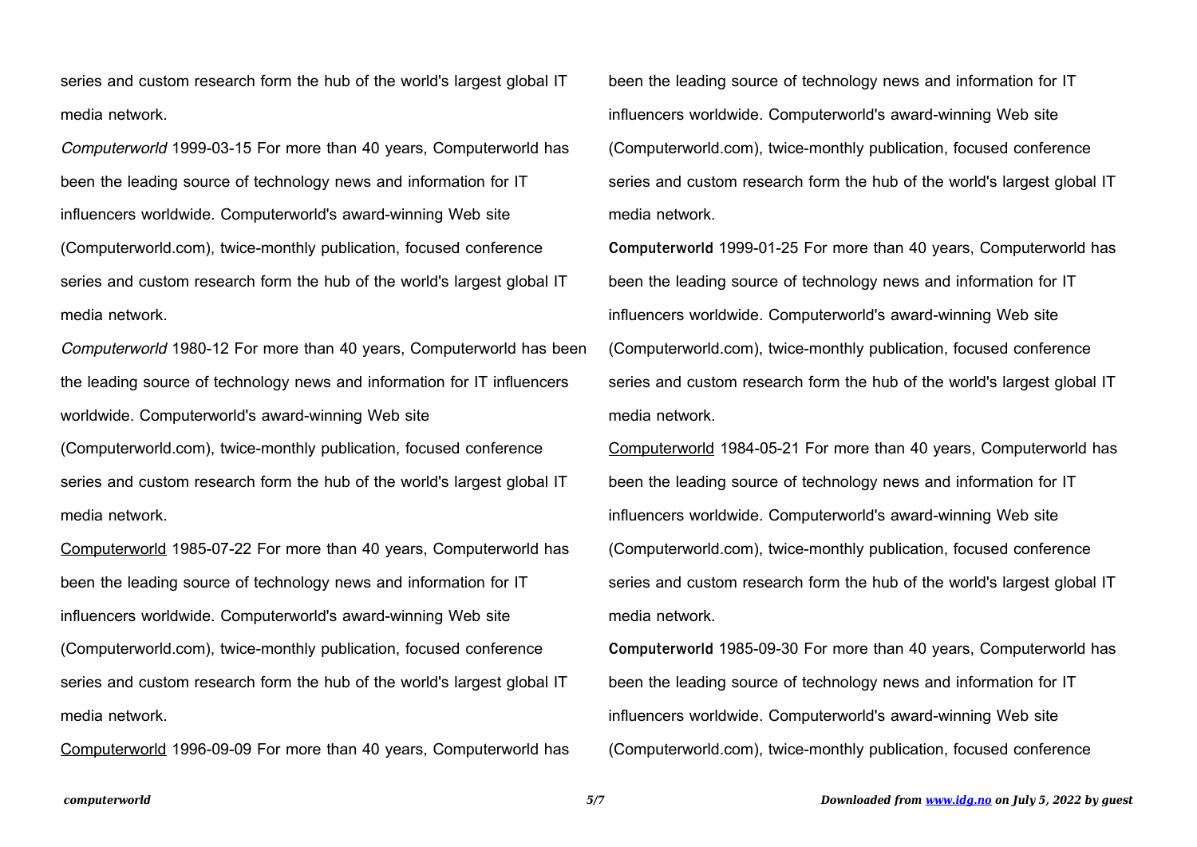series and custom research form the hub of the world's largest global IT media network.

*Computerworld* 1999-03-15 For more than 40 years, Computerworld has been the leading source of technology news and information for IT influencers worldwide. Computerworld's award-winning Web site (Computerworld.com), twice-monthly publication, focused conference series and custom research form the hub of the world's largest global IT media network.

*Computerworld* 1980-12 For more than 40 years, Computerworld has been the leading source of technology news and information for IT influencers worldwide. Computerworld's award-winning Web site (Computerworld.com), twice-monthly publication, focused conference series and custom research form the hub of the world's largest global IT media network.

Computerworld 1985-07-22 For more than 40 years, Computerworld has been the leading source of technology news and information for IT influencers worldwide. Computerworld's award-winning Web site (Computerworld.com), twice-monthly publication, focused conference series and custom research form the hub of the world's largest global IT media network.

Computerworld 1996-09-09 For more than 40 years, Computerworld has been the leading source of technology news and information for IT influencers worldwide. Computerworld's award-winning Web site (Computerworld.com), twice-monthly publication, focused conference series and custom research form the hub of the world's largest global IT media network.

**Computerworld** 1999-01-25 For more than 40 years, Computerworld has been the leading source of technology news and information for IT influencers worldwide. Computerworld's award-winning Web site (Computerworld.com), twice-monthly publication, focused conference series and custom research form the hub of the world's largest global IT media network.

Computerworld 1984-05-21 For more than 40 years, Computerworld has been the leading source of technology news and information for IT influencers worldwide. Computerworld's award-winning Web site (Computerworld.com), twice-monthly publication, focused conference series and custom research form the hub of the world's largest global IT media network.

**Computerworld** 1985-09-30 For more than 40 years, Computerworld has been the leading source of technology news and information for IT influencers worldwide. Computerworld's award-winning Web site (Computerworld.com), twice-monthly publication, focused conference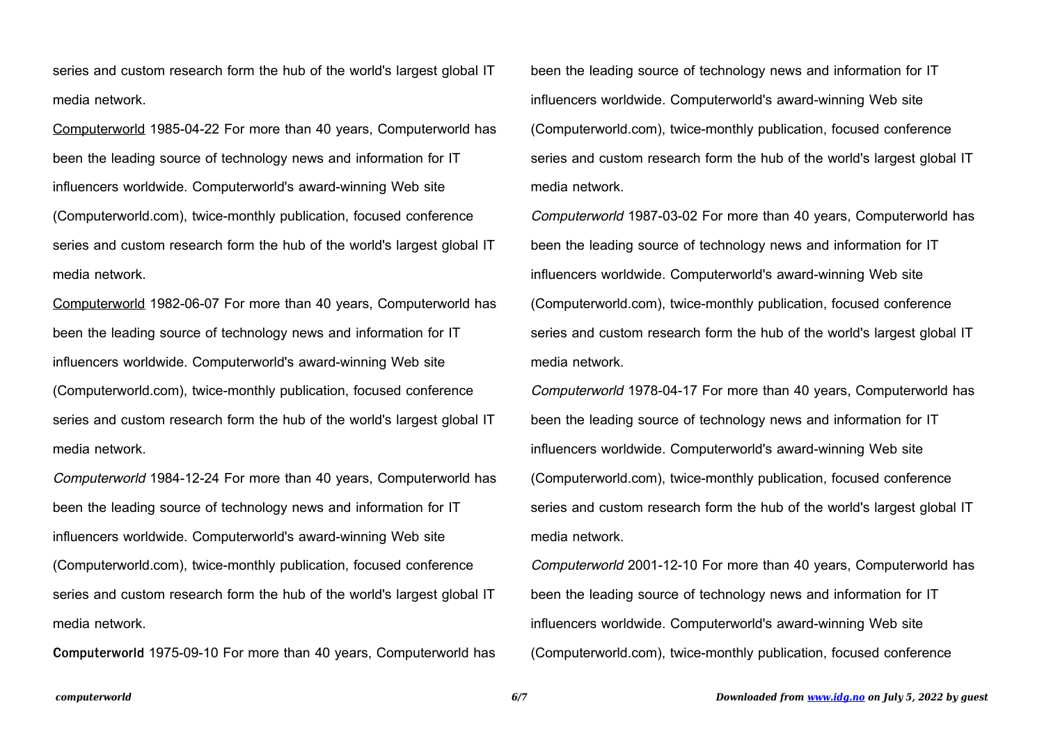series and custom research form the hub of the world's largest global IT media network.

Computerworld 1985-04-22 For more than 40 years, Computerworld has been the leading source of technology news and information for IT influencers worldwide. Computerworld's award-winning Web site (Computerworld.com), twice-monthly publication, focused conference series and custom research form the hub of the world's largest global IT media network.

Computerworld 1982-06-07 For more than 40 years, Computerworld has been the leading source of technology news and information for IT influencers worldwide. Computerworld's award-winning Web site (Computerworld.com), twice-monthly publication, focused conference series and custom research form the hub of the world's largest global IT media network.

*Computerworld* 1984-12-24 For more than 40 years, Computerworld has been the leading source of technology news and information for IT influencers worldwide. Computerworld's award-winning Web site (Computerworld.com), twice-monthly publication, focused conference series and custom research form the hub of the world's largest global IT media network.

**Computerworld** 1975-09-10 For more than 40 years, Computerworld has been the leading source of technology news and information for IT influencers worldwide. Computerworld's award-winning Web site (Computerworld.com), twice-monthly publication, focused conference series and custom research form the hub of the world's largest global IT media network.

*Computerworld* 1987-03-02 For more than 40 years, Computerworld has been the leading source of technology news and information for IT influencers worldwide. Computerworld's award-winning Web site (Computerworld.com), twice-monthly publication, focused conference series and custom research form the hub of the world's largest global IT media network.

*Computerworld* 1978-04-17 For more than 40 years, Computerworld has been the leading source of technology news and information for IT influencers worldwide. Computerworld's award-winning Web site (Computerworld.com), twice-monthly publication, focused conference series and custom research form the hub of the world's largest global IT media network.

*Computerworld* 2001-12-10 For more than 40 years, Computerworld has been the leading source of technology news and information for IT influencers worldwide. Computerworld's award-winning Web site (Computerworld.com), twice-monthly publication, focused conference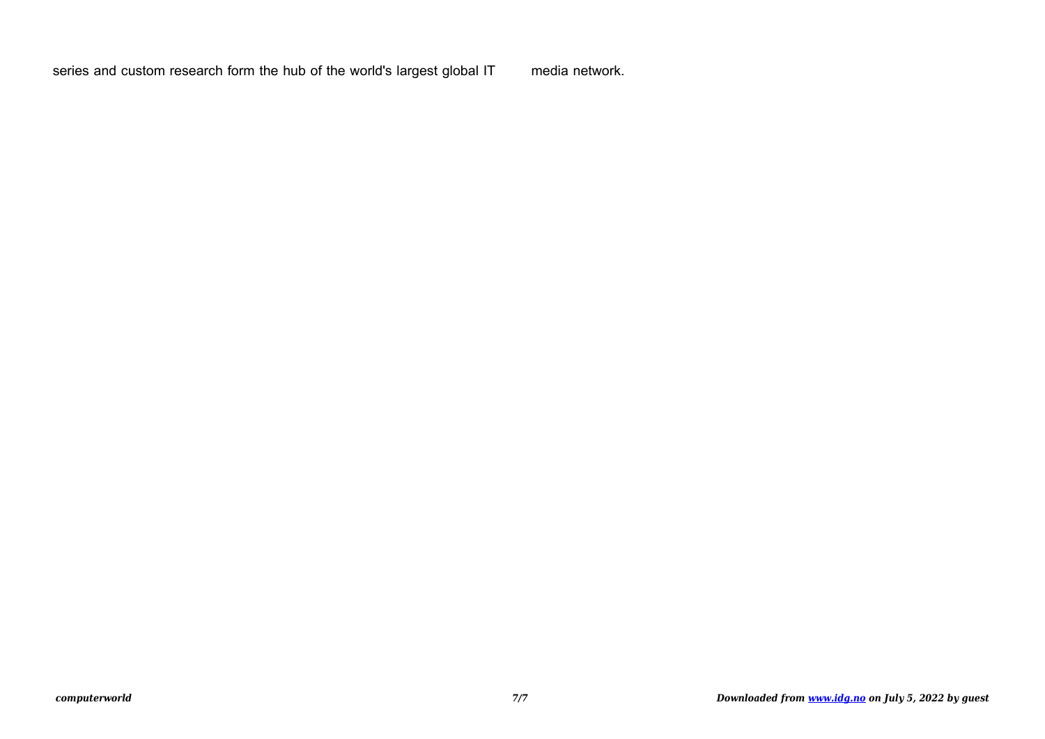series and custom research form the hub of the world's largest global IT media network.